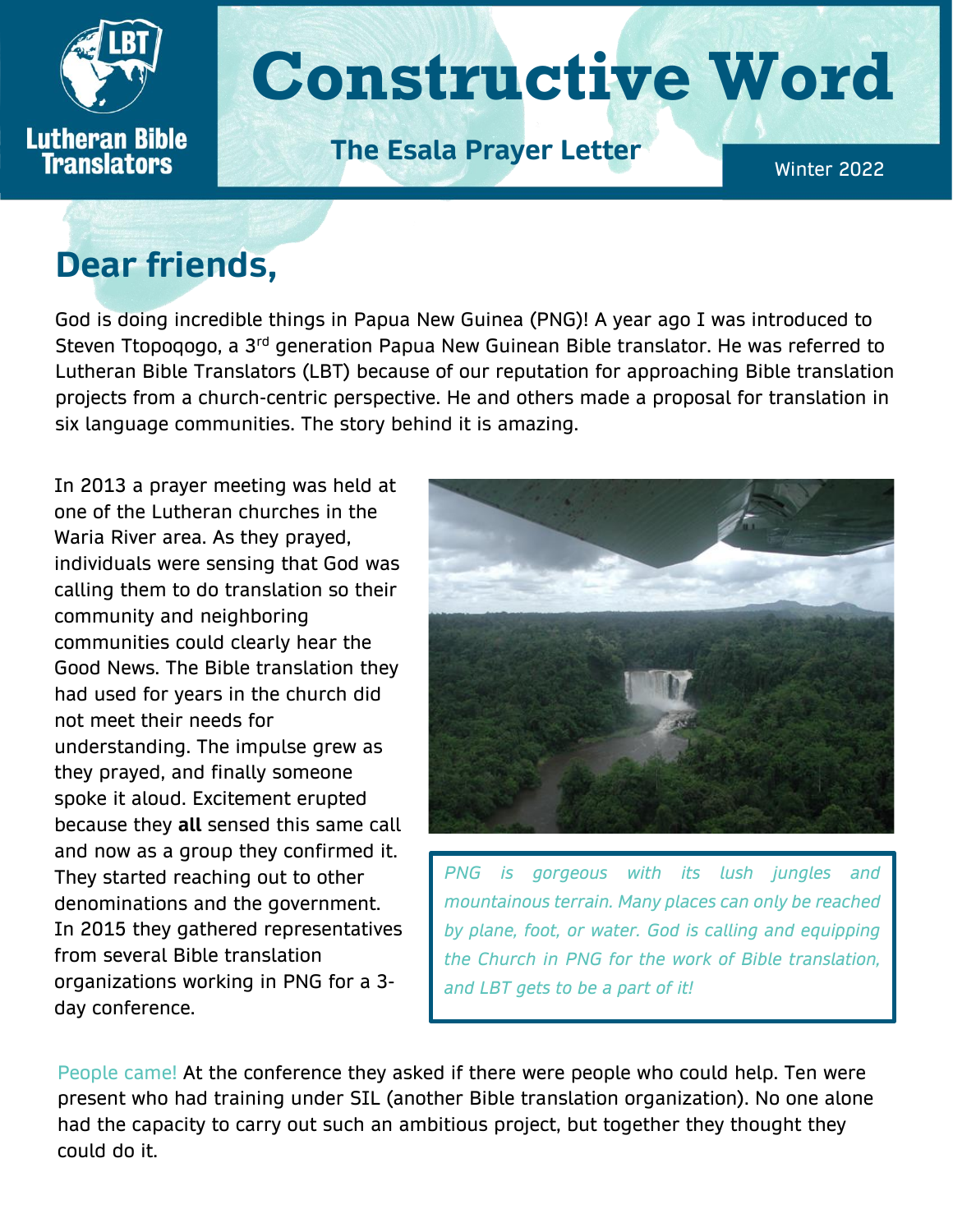Lutheran Bible Translators

# Constructive Word

**The Esala Prayer Letter**

Winter 2022

## Dear friends,

God is doing incredible things in Papua New Guinea (PNG)! A year ago I was introduced to Steven Ttopoqogo, a 3rd generation Papua New Guinean Bible translator. He was referred to Lutheran Bible Translators (LBT) because of our reputation for approaching Bible translation projects from a church-centric perspective. He and others made a proposal for translation in six language communities. The story behind it is amazing.

In 2013 a prayer meeting was held at one of the Lutheran churches in the Waria River area. As they prayed, individuals were sensing that God was calling them to do translation so their community and neighboring communities could clearly hear the Good News. The Bible translation they had used for years in the church did not meet their needs for understanding. The impulse grew as they prayed, and finally someone spoke it aloud. Excitement erupted because they **all** sensed this same call and now as a group they confirmed it. They started reaching out to other denominations and the government. In 2015 they gathered representatives from several Bible translation organizations working in PNG for a 3-day conference.

*PNG is gorgeous with its lush jungles and mountainous terrain. Many places can only be reached by plane, foot, or water. God is calling and equipping the Church in PNG for the work of Bible translation, and LBT gets to be a part of it!*

People came! At the conference they asked if there were people who could help. Ten were present who had training under SIL (another Bible translation organization). No one alone had the capacity to carry out such an ambitious project, but together they thought they could do it.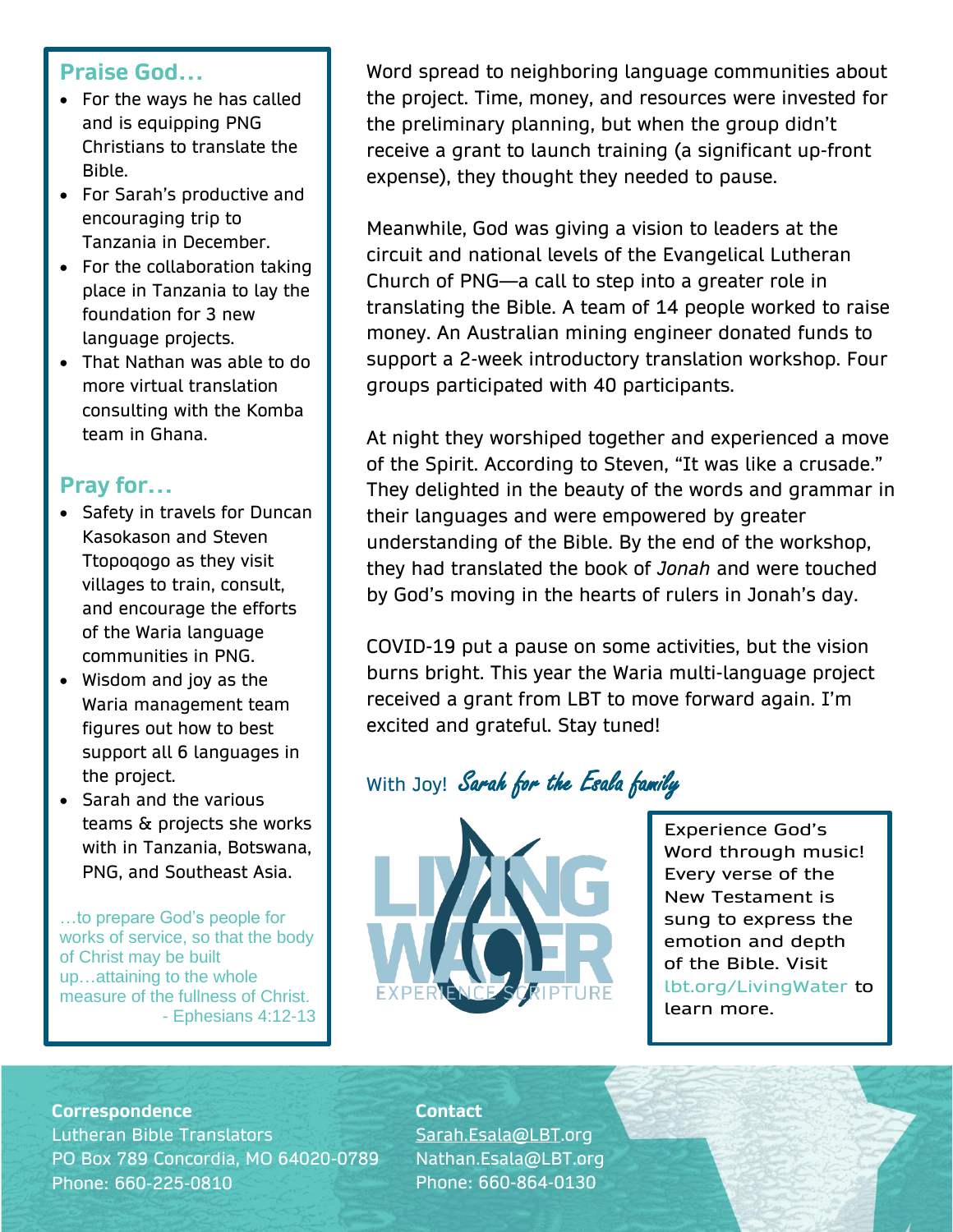## Praise God…

- For the ways he has called and is equipping PNG Christians to translate the Bible.
- For Sarah's productive and encouraging trip to Tanzania in December.
- For the collaboration taking place in Tanzania to lay the foundation for 3 new language projects.
- That Nathan was able to do more virtual translation consulting with the Komba team in Ghana.

## Pray for…

- Safety in travels for Duncan Kasokason and Steven Ttopoqogo as they visit villages to train, consult, and encourage the efforts of the Waria language communities in PNG.
- Wisdom and joy as the Waria management team figures out how to best support all 6 languages in the project.
- Sarah and the various teams & projects she works with in Tanzania, Botswana, PNG, and Southeast Asia.

…to prepare God's people for works of service, so that the body of Christ may be built up…attaining to the whole measure of the fullness of Christ.
- Ephesians 4:12-13

Word spread to neighboring language communities about the project. Time, money, and resources were invested for the preliminary planning, but when the group didn't receive a grant to launch training (a significant up-front expense), they thought they needed to pause.

Meanwhile, God was giving a vision to leaders at the circuit and national levels of the Evangelical Lutheran Church of PNG—a call to step into a greater role in translating the Bible. A team of 14 people worked to raise money. An Australian mining engineer donated funds to support a 2-week introductory translation workshop. Four groups participated with 40 participants.

At night they worshiped together and experienced a move of the Spirit. According to Steven, "It was like a crusade." They delighted in the beauty of the words and grammar in their languages and were empowered by greater understanding of the Bible. By the end of the workshop, they had translated the book of *Jonah* and were touched by God's moving in the hearts of rulers in Jonah's day.

COVID-19 put a pause on some activities, but the vision burns bright. This year the Waria multi-language project received a grant from LBT to move forward again. I'm excited and grateful. Stay tuned!

With Joy! *Sarah for the Esala family*

LIVING WATER
EXPERIENCE SCRIPTURE

Experience God's Word through music! Every verse of the New Testament is sung to express the emotion and depth of the Bible. Visit lbt.org/LivingWater to learn more.

**Correspondence**
Lutheran Bible Translators
PO Box 789 Concordia, MO 64020-0789
Phone: 660-225-0810

**Contact**
Sarah.Esala@LBT.org
Nathan.Esala@LBT.org
Phone: 660-864-0130